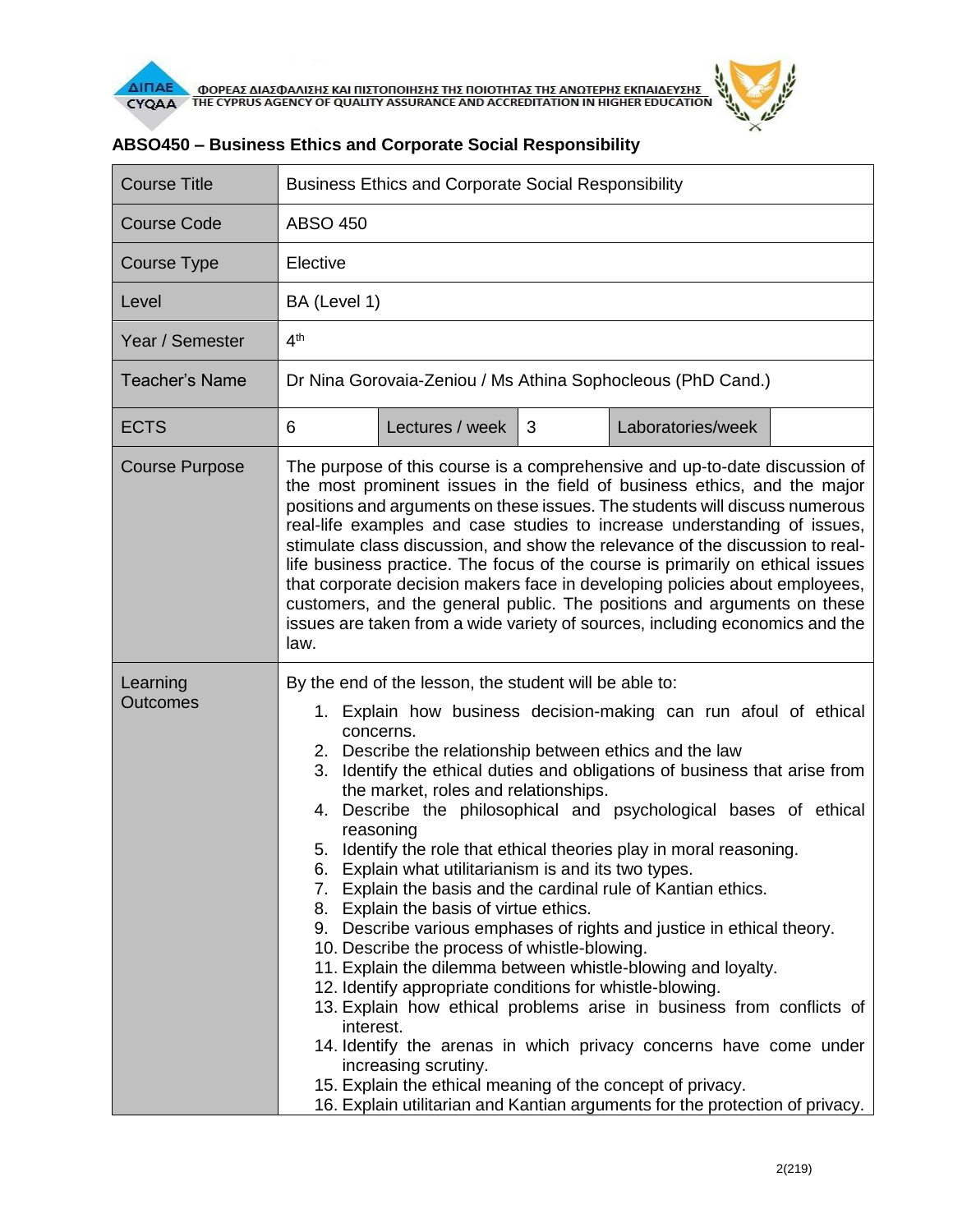ΦΟΡΕΑΣ ΔΙΑΣΦΑΛΙΣΗΣ ΚΑΙ ΠΙΣΤΟΠΟΙΗΣΗΣ ΤΗΣ ΠΟΙΟΤΗΤΑΣ ΤΗΣ ΑΝΩΤΕΡΗΣ ΕΚΠΑΙΔΕΥΣΗΣ
THE CYPRUS AGENCY OF QUALITY ASSURANCE AND ACCREDITATION IN HIGHER EDUCATION

## ABSO450 – Business Ethics and Corporate Social Responsibility

| Course Title | Business Ethics and Corporate Social Responsibility | | | | |
|---|---|---|---|---|---|
| Course Code | ABSO 450 | | | | |
| Course Type | Elective | | | | |
| Level | BA (Level 1) | | | | |
| Year / Semester | 4th | | | | |
| Teacher's Name | Dr Nina Gorovaia-Zeniou / Ms Athina Sophocleous (PhD Cand.) | | | | |
| ECTS | 6 | Lectures / week | 3 | Laboratories/week | |
| Course Purpose | The purpose of this course is a comprehensive and up-to-date discussion of the most prominent issues in the field of business ethics, and the major positions and arguments on these issues. The students will discuss numerous real-life examples and case studies to increase understanding of issues, stimulate class discussion, and show the relevance of the discussion to real-life business practice. The focus of the course is primarily on ethical issues that corporate decision makers face in developing policies about employees, customers, and the general public. The positions and arguments on these issues are taken from a wide variety of sources, including economics and the law. | | | | |
| Learning Outcomes | By the end of the lesson, the student will be able to:<br>1. Explain how business decision-making can run afoul of ethical concerns.<br>2. Describe the relationship between ethics and the law<br>3. Identify the ethical duties and obligations of business that arise from the market, roles and relationships.<br>4. Describe the philosophical and psychological bases of ethical reasoning<br>5. Identify the role that ethical theories play in moral reasoning.<br>6. Explain what utilitarianism is and its two types.<br>7. Explain the basis and the cardinal rule of Kantian ethics.<br>8. Explain the basis of virtue ethics.<br>9. Describe various emphases of rights and justice in ethical theory.<br>10. Describe the process of whistle-blowing.<br>11. Explain the dilemma between whistle-blowing and loyalty.<br>12. Identify appropriate conditions for whistle-blowing.<br>13. Explain how ethical problems arise in business from conflicts of interest.<br>14. Identify the arenas in which privacy concerns have come under increasing scrutiny.<br>15. Explain the ethical meaning of the concept of privacy.<br>16. Explain utilitarian and Kantian arguments for the protection of privacy. | | | | |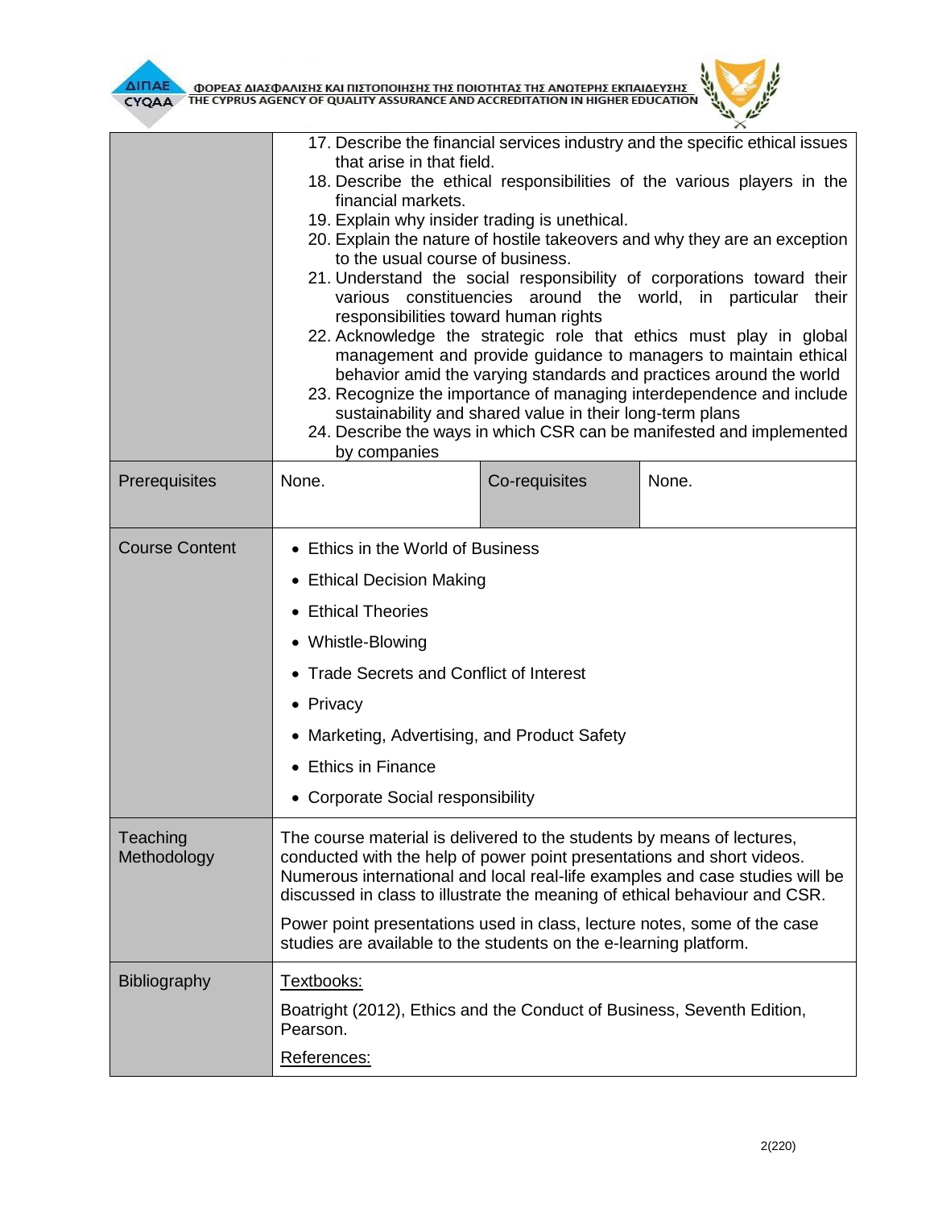| | | | |
|---|---|---|---|
| | 17. Describe the financial services industry and the specific ethical issues that arise in that field.<br>18. Describe the ethical responsibilities of the various players in the financial markets.<br>19. Explain why insider trading is unethical.<br>20. Explain the nature of hostile takeovers and why they are an exception to the usual course of business.<br>21. Understand the social responsibility of corporations toward their various constituencies around the world, in particular their responsibilities toward human rights<br>22. Acknowledge the strategic role that ethics must play in global management and provide guidance to managers to maintain ethical behavior amid the varying standards and practices around the world<br>23. Recognize the importance of managing interdependence and include sustainability and shared value in their long-term plans<br>24. Describe the ways in which CSR can be manifested and implemented by companies | | |
| Prerequisites | None. | Co-requisites | None. |
| Course Content | • Ethics in the World of Business<br>• Ethical Decision Making<br>• Ethical Theories<br>• Whistle-Blowing<br>• Trade Secrets and Conflict of Interest<br>• Privacy<br>• Marketing, Advertising, and Product Safety<br>• Ethics in Finance<br>• Corporate Social responsibility | | |
| Teaching Methodology | The course material is delivered to the students by means of lectures, conducted with the help of power point presentations and short videos. Numerous international and local real-life examples and case studies will be discussed in class to illustrate the meaning of ethical behaviour and CSR.<br><br>Power point presentations used in class, lecture notes, some of the case studies are available to the students on the e-learning platform. | | |
| Bibliography | Textbooks:<br><br>Boatright (2012), Ethics and the Conduct of Business, Seventh Edition, Pearson.<br><br>References: | | |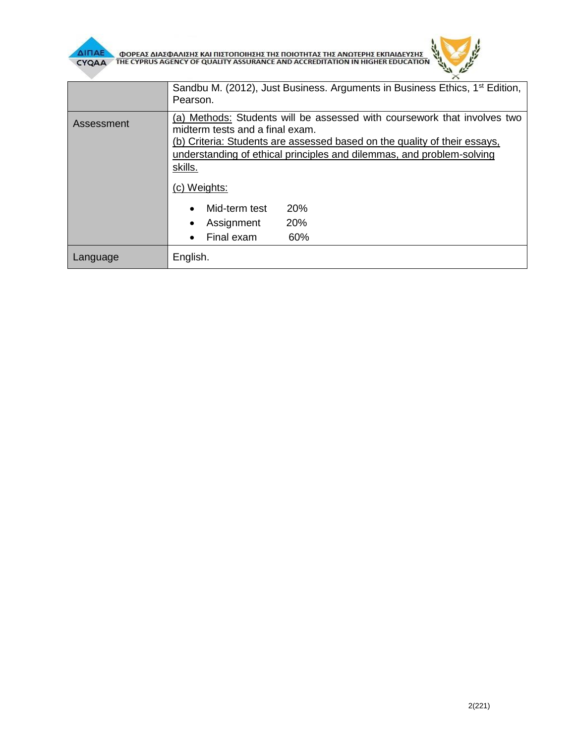| | |
|---|---|
| | Sandbu M. (2012), Just Business. Arguments in Business Ethics, 1st Edition, Pearson. |
| Assessment | (a) Methods: Students will be assessed with coursework that involves two midterm tests and a final exam.<br>(b) Criteria: Students are assessed based on the quality of their essays, understanding of ethical principles and dilemmas, and problem-solving skills.<br><br>(c) Weights:<br><br>• Mid-term test 20%<br>• Assignment 20%<br>• Final exam 60% |
| Language | English. |